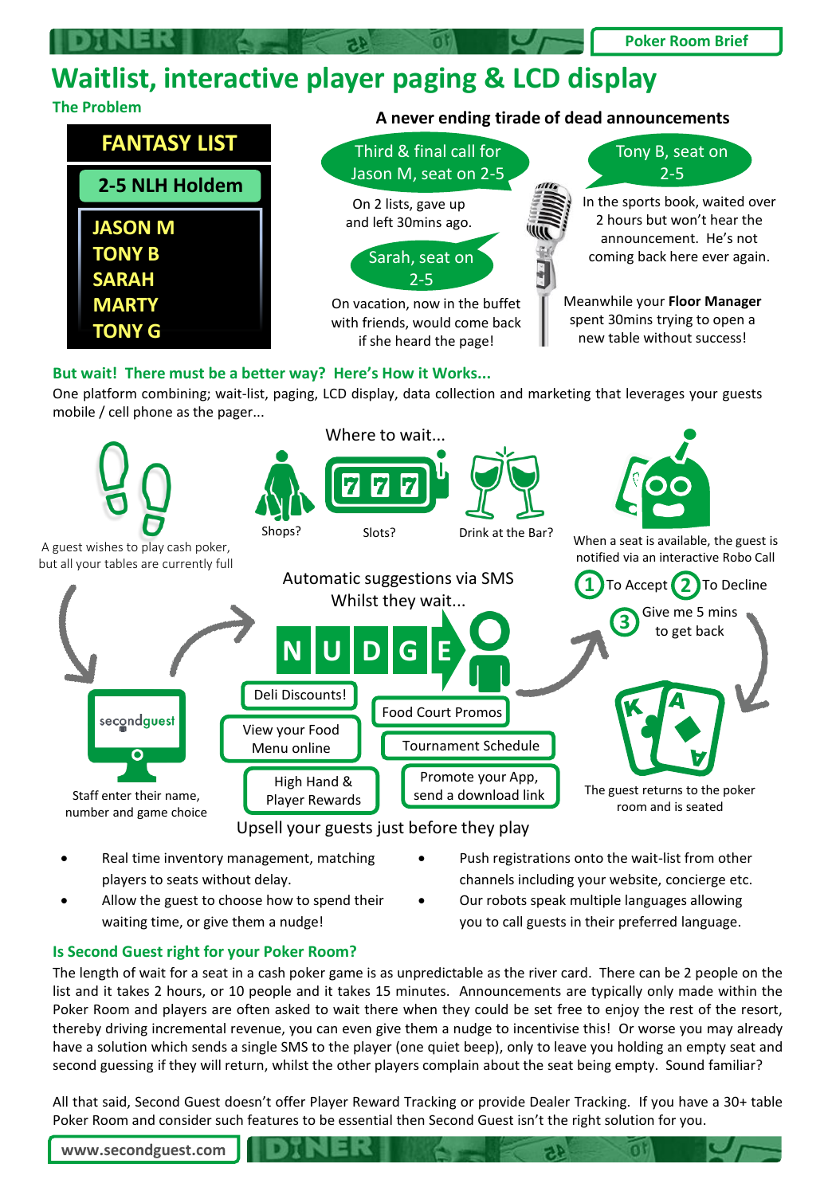Poker Room Brief

# Waitlist, interactive player paging & LCD display

## The Problem

**FANTASY LIST**

**2-5 NLH Holdem**

- JASON M
- TONY B
- SARAH
- MARTY
- TONY G

### A never ending tirade of dead announcements

**Third & final call for Jason M, seat on 2-5**

On 2 lists, gave up and left 30mins ago.

**Sarah, seat on 2-5**

On vacation, now in the buffet with friends, would come back if she heard the page!

**Tony B, seat on 2-5**

In the sports book, waited over 2 hours but won't hear the announcement. He's not coming back here ever again.

Meanwhile your **Floor Manager** spent 30mins trying to open a new table without success!

## But wait! There must be a better way? Here's How it Works...

One platform combining; wait-list, paging, LCD display, data collection and marketing that leverages your guests mobile / cell phone as the pager...

A guest wishes to play cash poker, but all your tables are currently full

Staff enter their name, number and game choice

Where to wait...

Shops? Slots? Drink at the Bar?

Automatic suggestions via SMS Whilst they wait...

NUDGE

- Deli Discounts!
- Food Court Promos
- View your Food Menu online
- Tournament Schedule
- High Hand & Player Rewards
- Promote your App, send a download link

Upsell your guests just before they play

When a seat is available, the guest is notified via an interactive Robo Call

1. To Accept
2. To Decline
3. Give me 5 mins to get back

The guest returns to the poker room and is seated

- Real time inventory management, matching players to seats without delay.
- Allow the guest to choose how to spend their waiting time, or give them a nudge!
- Push registrations onto the wait-list from other channels including your website, concierge etc.
- Our robots speak multiple languages allowing you to call guests in their preferred language.

## Is Second Guest right for your Poker Room?

The length of wait for a seat in a cash poker game is as unpredictable as the river card. There can be 2 people on the list and it takes 2 hours, or 10 people and it takes 15 minutes. Announcements are typically only made within the Poker Room and players are often asked to wait there when they could be set free to enjoy the rest of the resort, thereby driving incremental revenue, you can even give them a nudge to incentivise this! Or worse you may already have a solution which sends a single SMS to the player (one quiet beep), only to leave you holding an empty seat and second guessing if they will return, whilst the other players complain about the seat being empty. Sound familiar?

All that said, Second Guest doesn't offer Player Reward Tracking or provide Dealer Tracking. If you have a 30+ table Poker Room and consider such features to be essential then Second Guest isn't the right solution for you.

www.secondguest.com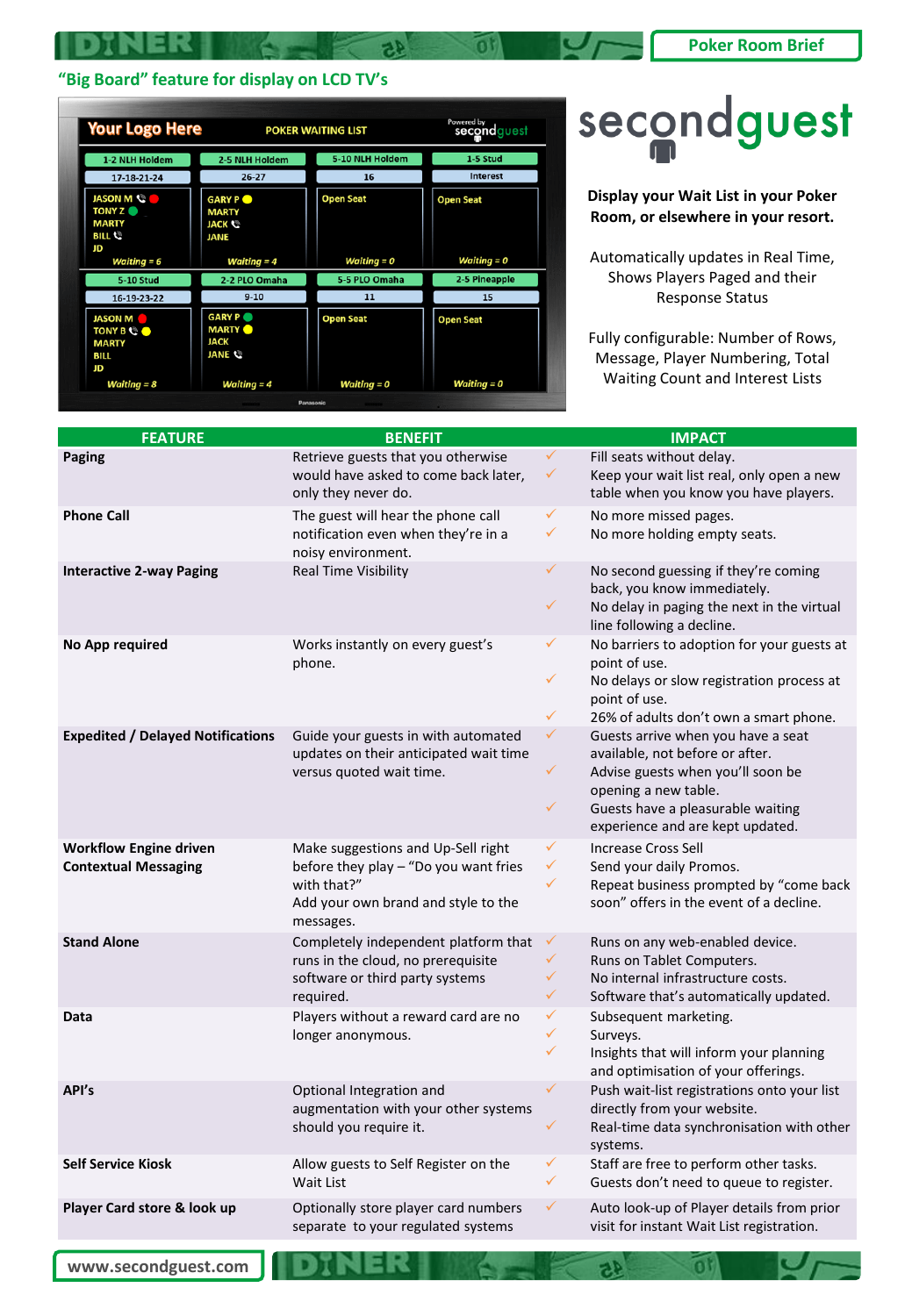Poker Room Brief

## "Big Board" feature for display on LCD TV's

Your Logo Here

POKER WAITING LIST

Powered by secondguest

1-2 NLH Holdem
17-18-21-24
JASON M
TONY Z
MARTY
BILL
JD
Waiting = 6

2-5 NLH Holdem
26-27
GARY P
MARTY
JACK
JANE
Waiting = 4

5-10 NLH Holdem
16
Open Seat
Waiting = 0

1-5 Stud
Interest
Open Seat
Waiting = 0

5-10 Stud
16-19-23-22
JASON M
TONY B
MARTY
BILL
JD
Waiting = 8

2-2 PLO Omaha
9-10
GARY P
MARTY
JACK
JANE
Waiting = 4

5-5 PLO Omaha
11
Open Seat
Waiting = 0

2-5 Pineapple
15
Open Seat
Waiting = 0

# secondguest

**Display your Wait List in your Poker Room, or elsewhere in your resort.**

Automatically updates in Real Time, Shows Players Paged and their Response Status

Fully configurable: Number of Rows, Message, Player Numbering, Total Waiting Count and Interest Lists

| FEATURE | BENEFIT | IMPACT |
|---|---|---|
| **Paging** | Retrieve guests that you otherwise would have asked to come back later, only they never do. | ✓ Fill seats without delay.<br>✓ Keep your wait list real, only open a new table when you know you have players. |
| **Phone Call** | The guest will hear the phone call notification even when they're in a noisy environment. | ✓ No more missed pages.<br>✓ No more holding empty seats. |
| **Interactive 2-way Paging** | Real Time Visibility | ✓ No second guessing if they're coming back, you know immediately.<br>✓ No delay in paging the next in the virtual line following a decline. |
| **No App required** | Works instantly on every guest's phone. | ✓ No barriers to adoption for your guests at point of use.<br>✓ No delays or slow registration process at point of use.<br>✓ 26% of adults don't own a smart phone. |
| **Expedited / Delayed Notifications** | Guide your guests in with automated updates on their anticipated wait time versus quoted wait time. | ✓ Guests arrive when you have a seat available, not before or after.<br>✓ Advise guests when you'll soon be opening a new table.<br>✓ Guests have a pleasurable waiting experience and are kept updated. |
| **Workflow Engine driven Contextual Messaging** | Make suggestions and Up-Sell right before they play – "Do you want fries with that?"<br>Add your own brand and style to the messages. | ✓ Increase Cross Sell<br>✓ Send your daily Promos.<br>✓ Repeat business prompted by "come back soon" offers in the event of a decline. |
| **Stand Alone** | Completely independent platform that runs in the cloud, no prerequisite software or third party systems required. | ✓ Runs on any web-enabled device.<br>✓ Runs on Tablet Computers.<br>✓ No internal infrastructure costs.<br>✓ Software that's automatically updated. |
| **Data** | Players without a reward card are no longer anonymous. | ✓ Subsequent marketing.<br>✓ Surveys.<br>✓ Insights that will inform your planning and optimisation of your offerings. |
| **API's** | Optional Integration and augmentation with your other systems should you require it. | ✓ Push wait-list registrations onto your list directly from your website.<br>✓ Real-time data synchronisation with other systems. |
| **Self Service Kiosk** | Allow guests to Self Register on the Wait List | ✓ Staff are free to perform other tasks.<br>✓ Guests don't need to queue to register. |
| **Player Card store & look up** | Optionally store player card numbers separate to your regulated systems | ✓ Auto look-up of Player details from prior visit for instant Wait List registration. |

www.secondguest.com